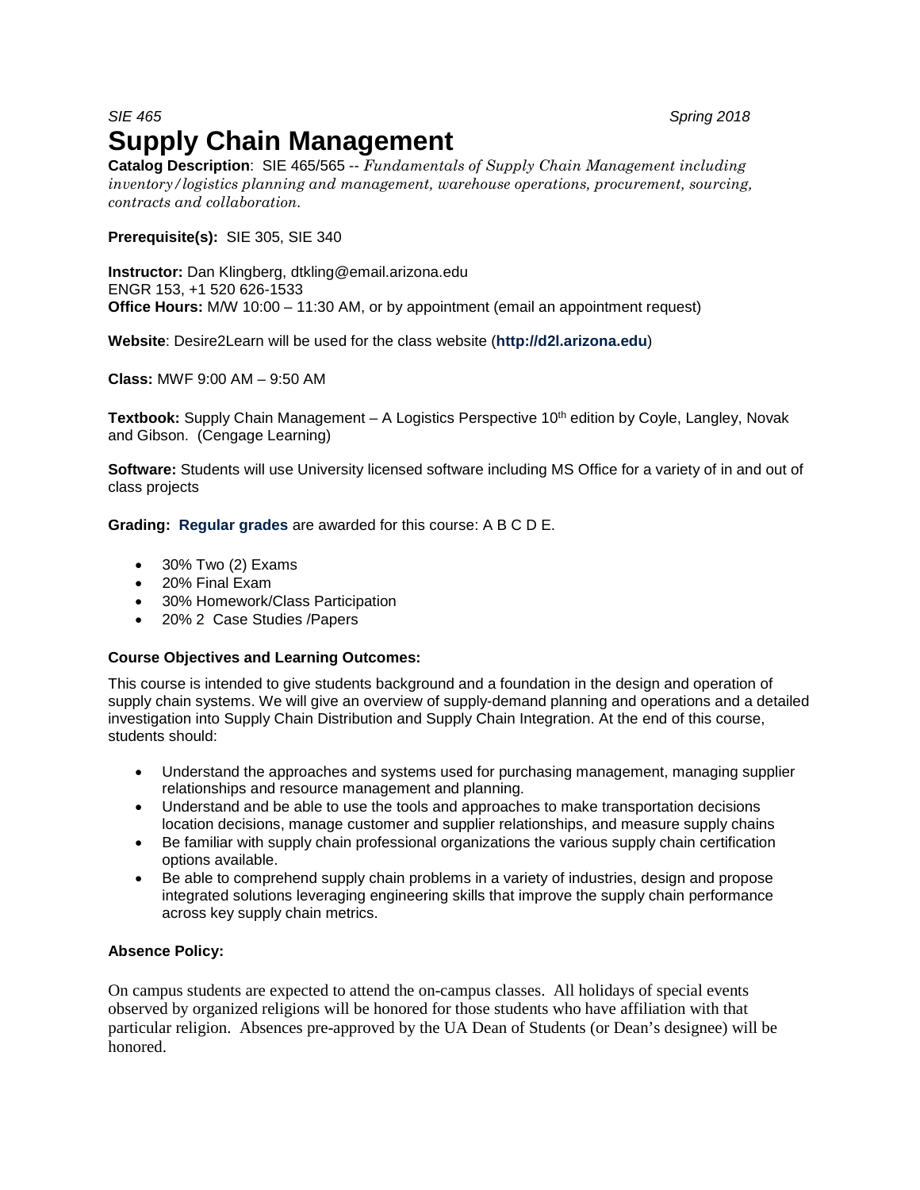*SIE 465* *Spring 2018*

# Supply Chain Management

**Catalog Description**: SIE 465/565 -- *Fundamentals of Supply Chain Management including inventory/logistics planning and management, warehouse operations, procurement, sourcing, contracts and collaboration.*

**Prerequisite(s):** SIE 305, SIE 340

**Instructor:** Dan Klingberg, dtkling@email.arizona.edu
ENGR 153, +1 520 626-1533
**Office Hours:** M/W 10:00 – 11:30 AM, or by appointment (email an appointment request)

**Website**: Desire2Learn will be used for the class website (**http://d2l.arizona.edu**)

**Class:** MWF 9:00 AM – 9:50 AM

**Textbook:** Supply Chain Management – A Logistics Perspective 10th edition by Coyle, Langley, Novak and Gibson. (Cengage Learning)

**Software:** Students will use University licensed software including MS Office for a variety of in and out of class projects

**Grading:** **Regular grades** are awarded for this course: A B C D E.

- 30% Two (2) Exams
- 20% Final Exam
- 30% Homework/Class Participation
- 20% 2 Case Studies /Papers

**Course Objectives and Learning Outcomes:**

This course is intended to give students background and a foundation in the design and operation of supply chain systems. We will give an overview of supply-demand planning and operations and a detailed investigation into Supply Chain Distribution and Supply Chain Integration. At the end of this course, students should:

- Understand the approaches and systems used for purchasing management, managing supplier relationships and resource management and planning.
- Understand and be able to use the tools and approaches to make transportation decisions location decisions, manage customer and supplier relationships, and measure supply chains
- Be familiar with supply chain professional organizations the various supply chain certification options available.
- Be able to comprehend supply chain problems in a variety of industries, design and propose integrated solutions leveraging engineering skills that improve the supply chain performance across key supply chain metrics.

**Absence Policy:**

On campus students are expected to attend the on-campus classes. All holidays of special events observed by organized religions will be honored for those students who have affiliation with that particular religion. Absences pre-approved by the UA Dean of Students (or Dean's designee) will be honored.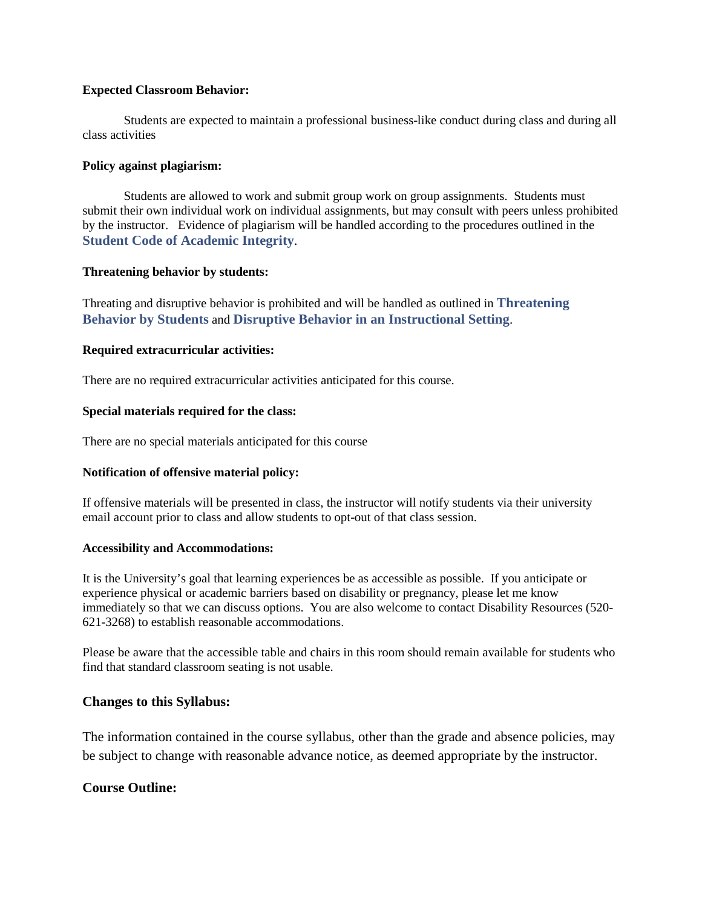**Expected Classroom Behavior:**

Students are expected to maintain a professional business-like conduct during class and during all class activities

**Policy against plagiarism:**

Students are allowed to work and submit group work on group assignments. Students must submit their own individual work on individual assignments, but may consult with peers unless prohibited by the instructor. Evidence of plagiarism will be handled according to the procedures outlined in the **Student Code of Academic Integrity**.

**Threatening behavior by students:**

Threating and disruptive behavior is prohibited and will be handled as outlined in **Threatening Behavior by Students** and **Disruptive Behavior in an Instructional Setting**.

**Required extracurricular activities:**

There are no required extracurricular activities anticipated for this course.

**Special materials required for the class:**

There are no special materials anticipated for this course

**Notification of offensive material policy:**

If offensive materials will be presented in class, the instructor will notify students via their university email account prior to class and allow students to opt-out of that class session.

**Accessibility and Accommodations:**

It is the University's goal that learning experiences be as accessible as possible. If you anticipate or experience physical or academic barriers based on disability or pregnancy, please let me know immediately so that we can discuss options. You are also welcome to contact Disability Resources (520-621-3268) to establish reasonable accommodations.

Please be aware that the accessible table and chairs in this room should remain available for students who find that standard classroom seating is not usable.

### Changes to this Syllabus:

The information contained in the course syllabus, other than the grade and absence policies, may be subject to change with reasonable advance notice, as deemed appropriate by the instructor.

### Course Outline: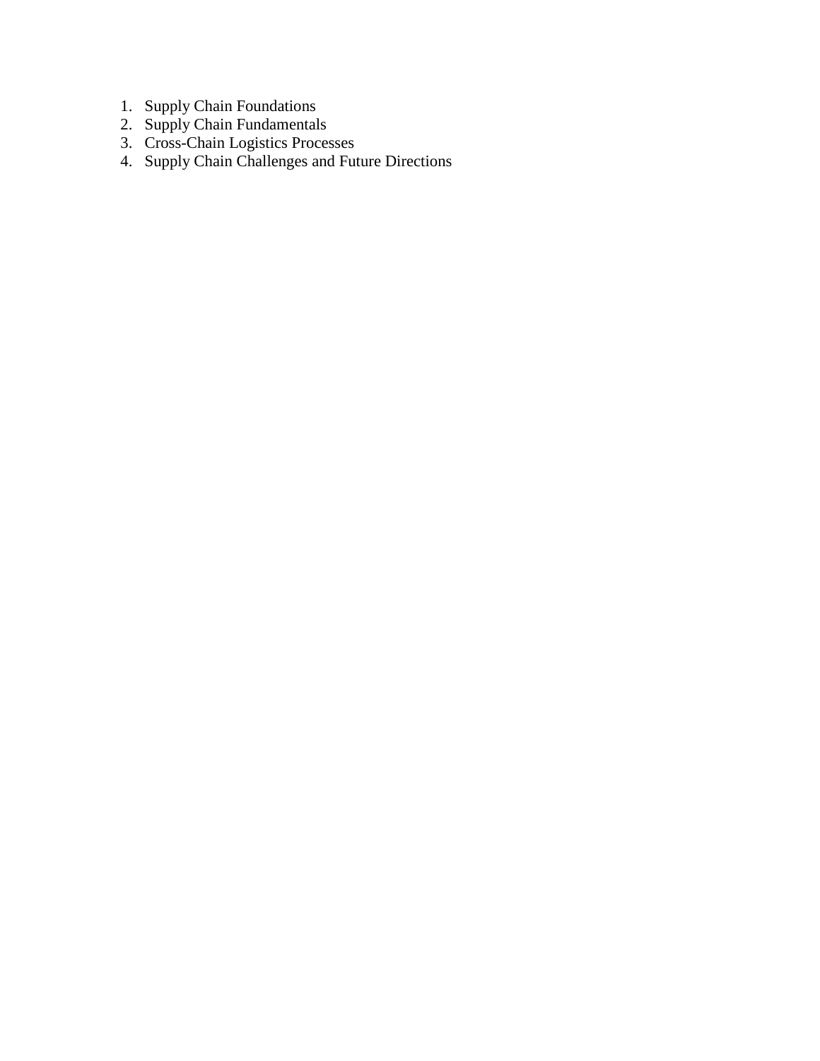1. Supply Chain Foundations
2. Supply Chain Fundamentals
3. Cross-Chain Logistics Processes
4. Supply Chain Challenges and Future Directions